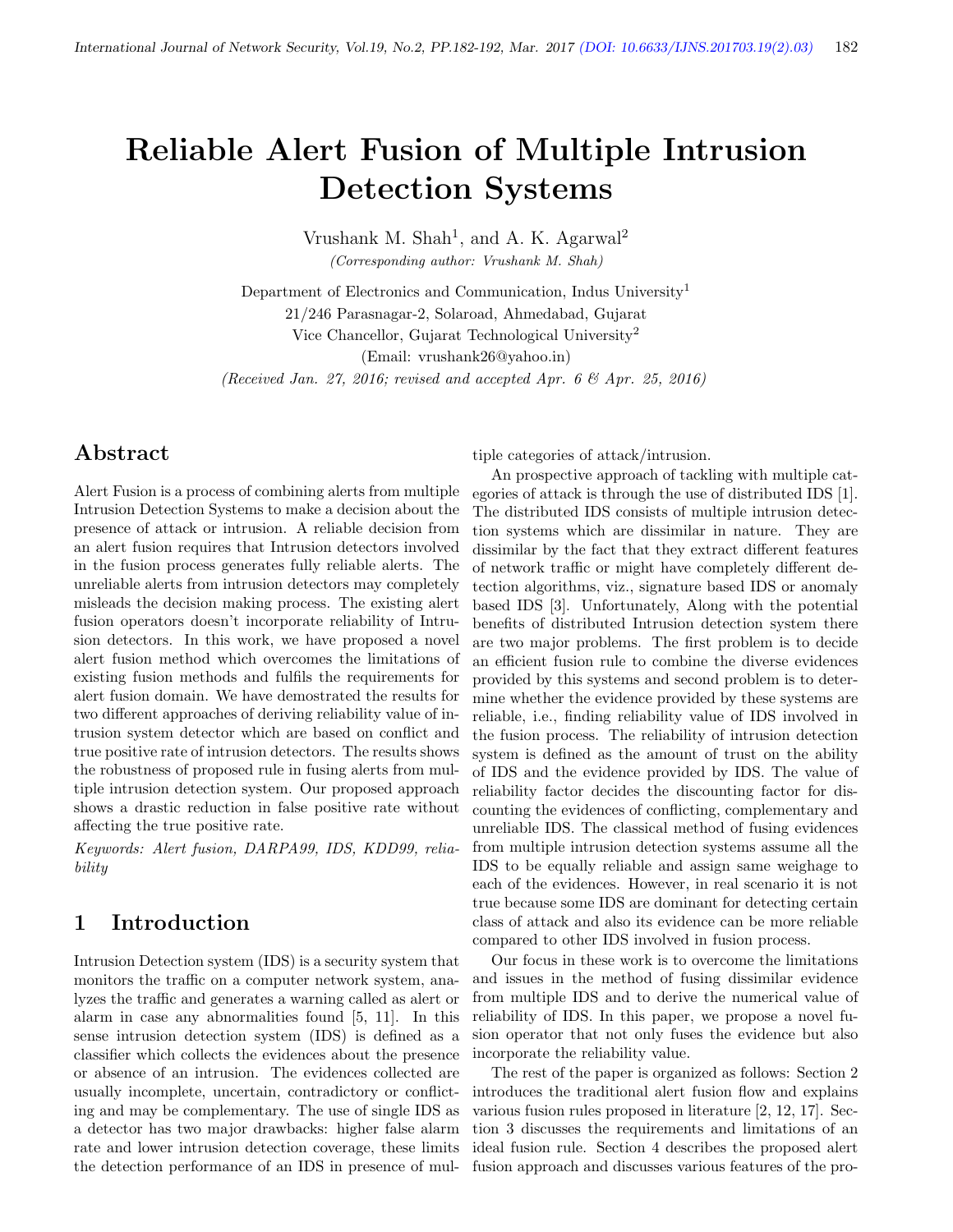# Reliable Alert Fusion of Multiple Intrusion Detection Systems

Vrushank M. Shah[1], and A. K. Agarwal[2]

*(Corresponding author: Vrushank M. Shah)*

Department of Electronics and Communication, Indus University[1]

21/246 Parasnagar-2, Solaroad, Ahmedabad, Gujarat

Vice Chancellor, Gujarat Technological University[2]

(Email: vrushank26@yahoo.in)

*(Received Jan. 27, 2016; revised and accepted Apr. 6 & Apr. 25, 2016)*

## Abstract

Alert Fusion is a process of combining alerts from multiple Intrusion Detection Systems to make a decision about the presence of attack or intrusion. A reliable decision from an alert fusion requires that Intrusion detectors involved in the fusion process generates fully reliable alerts. The unreliable alerts from intrusion detectors may completely misleads the decision making process. The existing alert fusion operators doesn't incorporate reliability of Intrusion detectors. In this work, we have proposed a novel alert fusion method which overcomes the limitations of existing fusion methods and fulfils the requirements for alert fusion domain. We have demostrated the results for two different approaches of deriving reliability value of intrusion system detector which are based on conflict and true positive rate of intrusion detectors. The results shows the robustness of proposed rule in fusing alerts from multiple intrusion detection system. Our proposed approach shows a drastic reduction in false positive rate without affecting the true positive rate.

*Keywords: Alert fusion, DARPA99, IDS, KDD99, reliability*

## 1 Introduction

Intrusion Detection system (IDS) is a security system that monitors the traffic on a computer network system, analyzes the traffic and generates a warning called as alert or alarm in case any abnormalities found [5, 11]. In this sense intrusion detection system (IDS) is defined as a classifier which collects the evidences about the presence or absence of an intrusion. The evidences collected are usually incomplete, uncertain, contradictory or conflicting and may be complementary. The use of single IDS as a detector has two major drawbacks: higher false alarm rate and lower intrusion detection coverage, these limits the detection performance of an IDS in presence of multiple categories of attack/intrusion.

An prospective approach of tackling with multiple categories of attack is through the use of distributed IDS [1]. The distributed IDS consists of multiple intrusion detection systems which are dissimilar in nature. They are dissimilar by the fact that they extract different features of network traffic or might have completely different detection algorithms, viz., signature based IDS or anomaly based IDS [3]. Unfortunately, Along with the potential benefits of distributed Intrusion detection system there are two major problems. The first problem is to decide an efficient fusion rule to combine the diverse evidences provided by this systems and second problem is to determine whether the evidence provided by these systems are reliable, i.e., finding reliability value of IDS involved in the fusion process. The reliability of intrusion detection system is defined as the amount of trust on the ability of IDS and the evidence provided by IDS. The value of reliability factor decides the discounting factor for discounting the evidences of conflicting, complementary and unreliable IDS. The classical method of fusing evidences from multiple intrusion detection systems assume all the IDS to be equally reliable and assign same weighage to each of the evidences. However, in real scenario it is not true because some IDS are dominant for detecting certain class of attack and also its evidence can be more reliable compared to other IDS involved in fusion process.

Our focus in these work is to overcome the limitations and issues in the method of fusing dissimilar evidence from multiple IDS and to derive the numerical value of reliability of IDS. In this paper, we propose a novel fusion operator that not only fuses the evidence but also incorporate the reliability value.

The rest of the paper is organized as follows: Section 2 introduces the traditional alert fusion flow and explains various fusion rules proposed in literature [2, 12, 17]. Section 3 discusses the requirements and limitations of an ideal fusion rule. Section 4 describes the proposed alert fusion approach and discusses various features of the pro-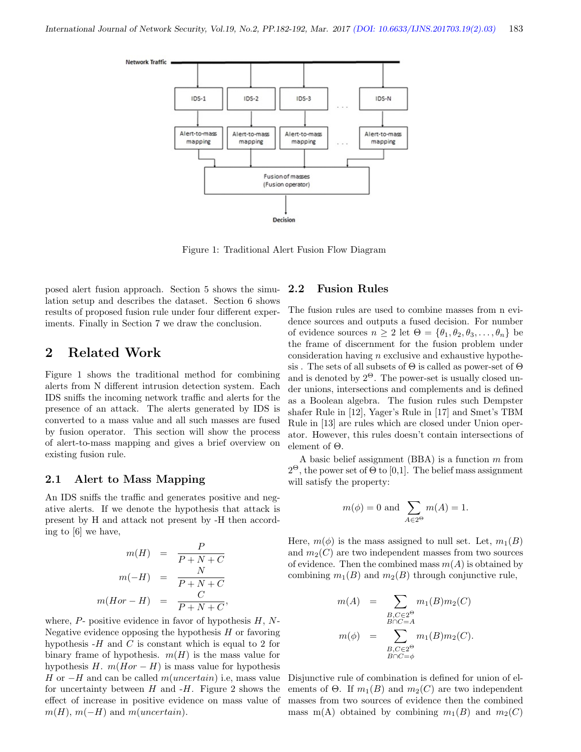Figure 1: Traditional Alert Fusion Flow Diagram

posed alert fusion approach. Section 5 shows the simulation setup and describes the dataset. Section 6 shows results of proposed fusion rule under four different experiments. Finally in Section 7 we draw the conclusion.

## 2 Related Work

Figure 1 shows the traditional method for combining alerts from N different intrusion detection system. Each IDS sniffs the incoming network traffic and alerts for the presence of an attack. The alerts generated by IDS is converted to a mass value and all such masses are fused by fusion operator. This section will show the process of alert-to-mass mapping and gives a brief overview on existing fusion rule.

### 2.1 Alert to Mass Mapping

An IDS sniffs the traffic and generates positive and negative alerts. If we denote the hypothesis that attack is present by H and attack not present by -H then according to [6] we have,

$$
\begin{aligned}
m(H) &= \frac{P}{P+N+C} \\
m(-H) &= \frac{N}{P+N+C} \\
m(Hor-H) &= \frac{C}{P+N+C},
\end{aligned}
$$

where, $P$- positive evidence in favor of hypothesis $H$, $N$-Negative evidence opposing the hypothesis $H$ or favoring hypothesis -$H$ and $C$ is constant which is equal to 2 for binary frame of hypothesis. $m(H)$ is the mass value for hypothesis $H$. $m(Hor-H)$ is mass value for hypothesis $H$ or $-H$ and can be called $m(uncertain)$ i.e, mass value for uncertainty between $H$ and -$H$. Figure 2 shows the effect of increase in positive evidence on mass value of $m(H)$, $m(-H)$ and $m(uncertain)$.

### 2.2 Fusion Rules

The fusion rules are used to combine masses from n evidence sources and outputs a fused decision. For number of evidence sources $n \geq 2$ let $\Theta = \{\theta_1, \theta_2, \theta_3, \ldots, \theta_n\}$ be the frame of discernment for the fusion problem under consideration having $n$ exclusive and exhaustive hypothesis . The sets of all subsets of $\Theta$ is called as power-set of $\Theta$ and is denoted by $2^\Theta$. The power-set is usually closed under unions, intersections and complements and is defined as a Boolean algebra. The fusion rules such Dempster shafer Rule in [12], Yager's Rule in [17] and Smet's TBM Rule in [13] are rules which are closed under Union operator. However, this rules doesn't contain intersections of element of $\Theta$.

A basic belief assignment (BBA) is a function $m$ from $2^\Theta$, the power set of $\Theta$ to [0,1]. The belief mass assignment will satisfy the property:

$$
m(\phi) = 0 \text{ and } \sum_{A \in 2^\Theta} m(A) = 1.
$$

Here, $m(\phi)$ is the mass assigned to null set. Let, $m_1(B)$ and $m_2(C)$ are two independent masses from two sources of evidence. Then the combined mass $m(A)$ is obtained by combining $m_1(B)$ and $m_2(B)$ through conjunctive rule,

$$
\begin{aligned}
m(A) &= \sum_{\substack{B,C \in 2^\Theta \\ B \cap C = A}} m_1(B)m_2(C) \\
m(\phi) &= \sum_{\substack{B,C \in 2^\Theta \\ B \cap C = \phi}} m_1(B)m_2(C).
\end{aligned}
$$

Disjunctive rule of combination is defined for union of elements of $\Theta$. If $m_1(B)$ and $m_2(C)$ are two independent masses from two sources of evidence then the combined mass m(A) obtained by combining $m_1(B)$ and $m_2(C)$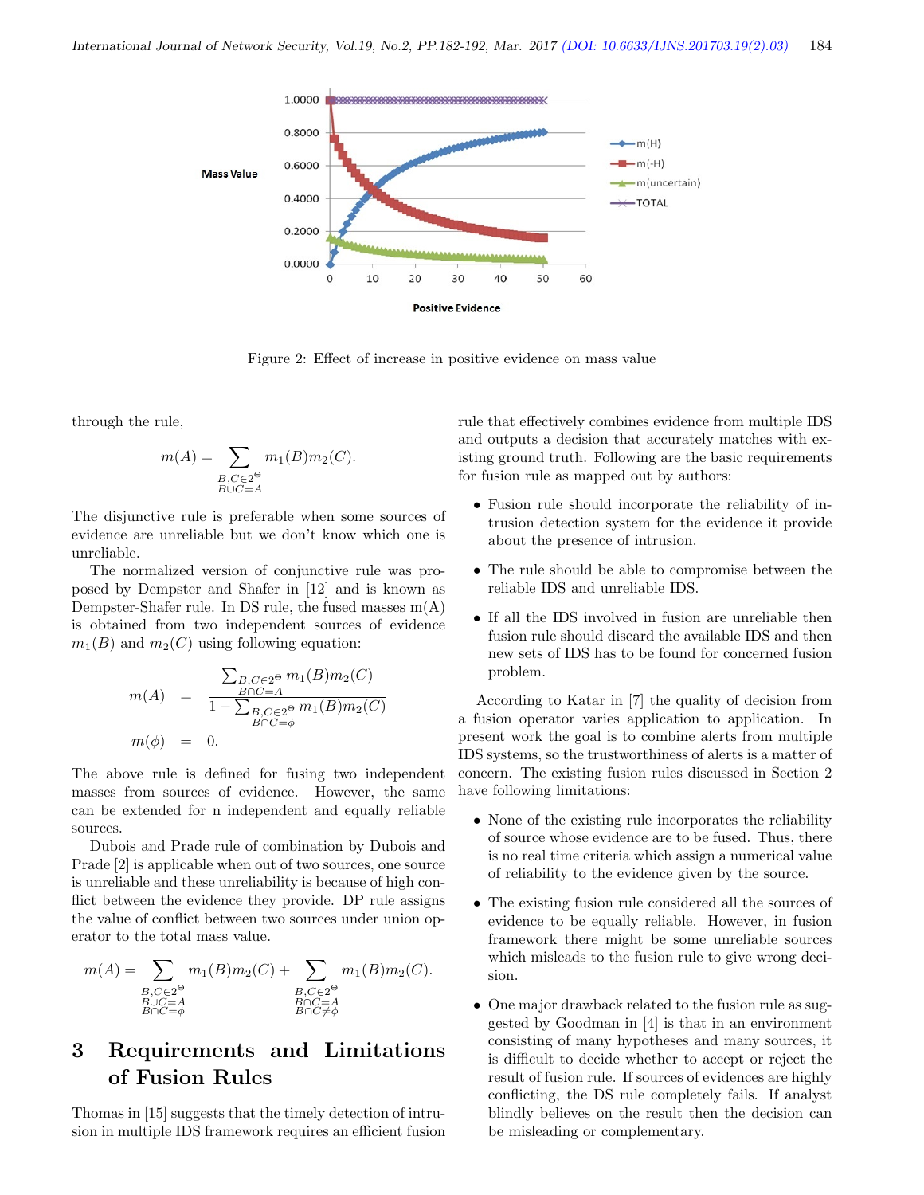Figure 2: Effect of increase in positive evidence on mass value

through the rule,

$$m(A) = \sum_{\substack{B,C \in 2^\Theta \\ B \cup C = A}} m_1(B) m_2(C).$$

The disjunctive rule is preferable when some sources of evidence are unreliable but we don't know which one is unreliable.

The normalized version of conjunctive rule was proposed by Dempster and Shafer in [12] and is known as Dempster-Shafer rule. In DS rule, the fused masses m(A) is obtained from two independent sources of evidence $m_1(B)$ and $m_2(C)$ using following equation:

$$m(A) = \frac{\sum_{\substack{B,C \in 2^\Theta \\ B \cap C = A}} m_1(B) m_2(C)}{1 - \sum_{\substack{B,C \in 2^\Theta \\ B \cap C = \phi}} m_1(B) m_2(C)}$$

$$m(\phi) = 0.$$

The above rule is defined for fusing two independent masses from sources of evidence. However, the same can be extended for n independent and equally reliable sources.

Dubois and Prade rule of combination by Dubois and Prade [2] is applicable when out of two sources, one source is unreliable and these unreliability is because of high conflict between the evidence they provide. DP rule assigns the value of conflict between two sources under union operator to the total mass value.

$$m(A) = \sum_{\substack{B,C \in 2^\Theta \\ B \cup C = A \\ B \cap C = \phi}} m_1(B) m_2(C) + \sum_{\substack{B,C \in 2^\Theta \\ B \cap C = A \\ B \cap C \neq \phi}} m_1(B) m_2(C).$$

## 3 Requirements and Limitations of Fusion Rules

Thomas in [15] suggests that the timely detection of intrusion in multiple IDS framework requires an efficient fusion rule that effectively combines evidence from multiple IDS and outputs a decision that accurately matches with existing ground truth. Following are the basic requirements for fusion rule as mapped out by authors:

- Fusion rule should incorporate the reliability of intrusion detection system for the evidence it provide about the presence of intrusion.
- The rule should be able to compromise between the reliable IDS and unreliable IDS.
- If all the IDS involved in fusion are unreliable then fusion rule should discard the available IDS and then new sets of IDS has to be found for concerned fusion problem.

According to Katar in [7] the quality of decision from a fusion operator varies application to application. In present work the goal is to combine alerts from multiple IDS systems, so the trustworthiness of alerts is a matter of concern. The existing fusion rules discussed in Section 2 have following limitations:

- None of the existing rule incorporates the reliability of source whose evidence are to be fused. Thus, there is no real time criteria which assign a numerical value of reliability to the evidence given by the source.
- The existing fusion rule considered all the sources of evidence to be equally reliable. However, in fusion framework there might be some unreliable sources which misleads to the fusion rule to give wrong decision.
- One major drawback related to the fusion rule as suggested by Goodman in [4] is that in an environment consisting of many hypotheses and many sources, it is difficult to decide whether to accept or reject the result of fusion rule. If sources of evidences are highly conflicting, the DS rule completely fails. If analyst blindly believes on the result then the decision can be misleading or complementary.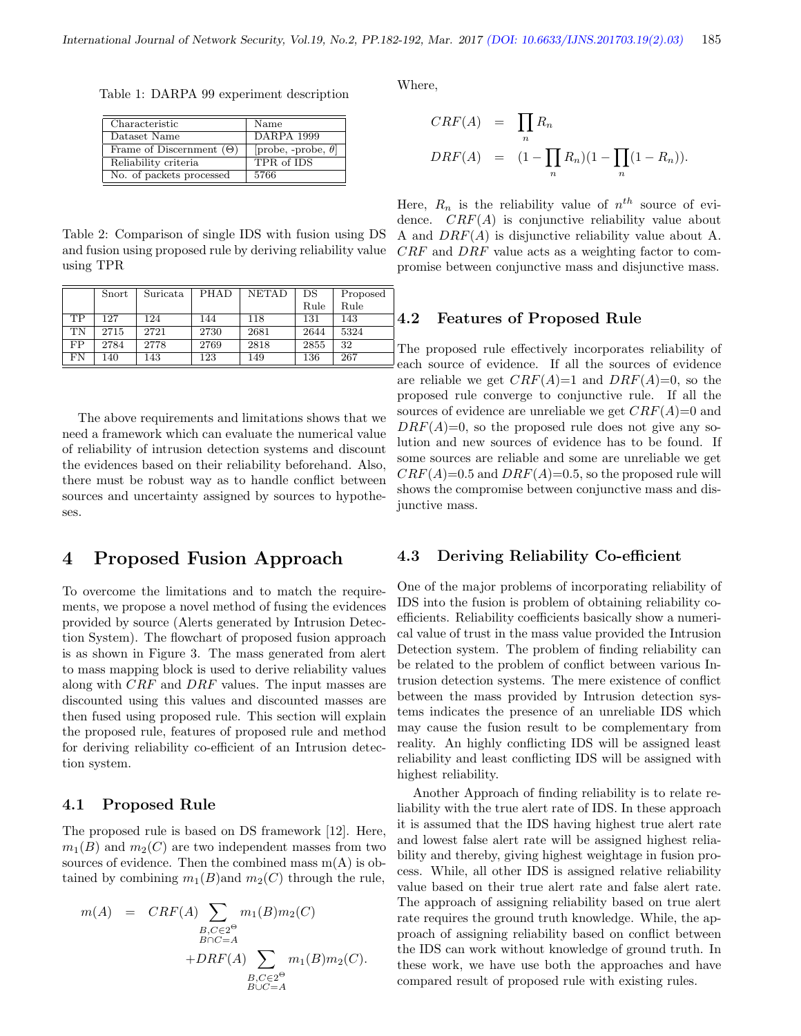Table 1: DARPA 99 experiment description

| Characteristic | Name |
| --- | --- |
| Dataset Name | DARPA 1999 |
| Frame of Discernment ($\Theta$) | [probe, -probe, $\theta$] |
| Reliability criteria | TPR of IDS |
| No. of packets processed | 5766 |

Table 2: Comparison of single IDS with fusion using DS and fusion using proposed rule by deriving reliability value using TPR

| | Snort | Suricata | PHAD | NETAD | DS Rule | Proposed Rule |
| --- | --- | --- | --- | --- | --- | --- |
| TP | 127 | 124 | 144 | 118 | 131 | 143 |
| TN | 2715 | 2721 | 2730 | 2681 | 2644 | 5324 |
| FP | 2784 | 2778 | 2769 | 2818 | 2855 | 32 |
| FN | 140 | 143 | 123 | 149 | 136 | 267 |

The above requirements and limitations shows that we need a framework which can evaluate the numerical value of reliability of intrusion detection systems and discount the evidences based on their reliability beforehand. Also, there must be robust way as to handle conflict between sources and uncertainty assigned by sources to hypotheses.

## 4 Proposed Fusion Approach

To overcome the limitations and to match the requirements, we propose a novel method of fusing the evidences provided by source (Alerts generated by Intrusion Detection System). The flowchart of proposed fusion approach is as shown in Figure 3. The mass generated from alert to mass mapping block is used to derive reliability values along with $CRF$ and $DRF$ values. The input masses are discounted using this values and discounted masses are then fused using proposed rule. This section will explain the proposed rule, features of proposed rule and method for deriving reliability co-efficient of an Intrusion detection system.

### 4.1 Proposed Rule

The proposed rule is based on DS framework [12]. Here, $m_1(B)$ and $m_2(C)$ are two independent masses from two sources of evidence. Then the combined mass m(A) is obtained by combining $m_1(B)$and $m_2(C)$ through the rule,

$$
\begin{aligned}
m(A) &= CRF(A) \sum_{\substack{B,C \in 2^{\Theta} \\ B \cap C = A}} m_1(B) m_2(C) \\
&\quad + DRF(A) \sum_{\substack{B,C \in 2^{\Theta} \\ B \cup C = A}} m_1(B) m_2(C).
\end{aligned}
$$

Where,

$$
\begin{aligned}
CRF(A) &= \prod_n R_n \\
DRF(A) &= (1 - \prod_n R_n)(1 - \prod_n (1 - R_n)).
\end{aligned}
$$

Here, $R_n$ is the reliability value of $n^{th}$ source of evidence. $CRF(A)$ is conjunctive reliability value about A and $DRF(A)$ is disjunctive reliability value about A. $CRF$ and $DRF$ value acts as a weighting factor to compromise between conjunctive mass and disjunctive mass.

### 4.2 Features of Proposed Rule

The proposed rule effectively incorporates reliability of each source of evidence. If all the sources of evidence are reliable we get $CRF(A)$=1 and $DRF(A)$=0, so the proposed rule converge to conjunctive rule. If all the sources of evidence are unreliable we get $CRF(A)$=0 and $DRF(A)$=0, so the proposed rule does not give any solution and new sources of evidence has to be found. If some sources are reliable and some are unreliable we get $CRF(A)$=0.5 and $DRF(A)$=0.5, so the proposed rule will shows the compromise between conjunctive mass and disjunctive mass.

### 4.3 Deriving Reliability Co-efficient

One of the major problems of incorporating reliability of IDS into the fusion is problem of obtaining reliability coefficients. Reliability coefficients basically show a numerical value of trust in the mass value provided the Intrusion Detection system. The problem of finding reliability can be related to the problem of conflict between various Intrusion detection systems. The mere existence of conflict between the mass provided by Intrusion detection systems indicates the presence of an unreliable IDS which may cause the fusion result to be complementary from reality. An highly conflicting IDS will be assigned least reliability and least conflicting IDS will be assigned with highest reliability.

Another Approach of finding reliability is to relate reliability with the true alert rate of IDS. In these approach it is assumed that the IDS having highest true alert rate and lowest false alert rate will be assigned highest reliability and thereby, giving highest weightage in fusion process. While, all other IDS is assigned relative reliability value based on their true alert rate and false alert rate. The approach of assigning reliability based on true alert rate requires the ground truth knowledge. While, the approach of assigning reliability based on conflict between the IDS can work without knowledge of ground truth. In these work, we have use both the approaches and have compared result of proposed rule with existing rules.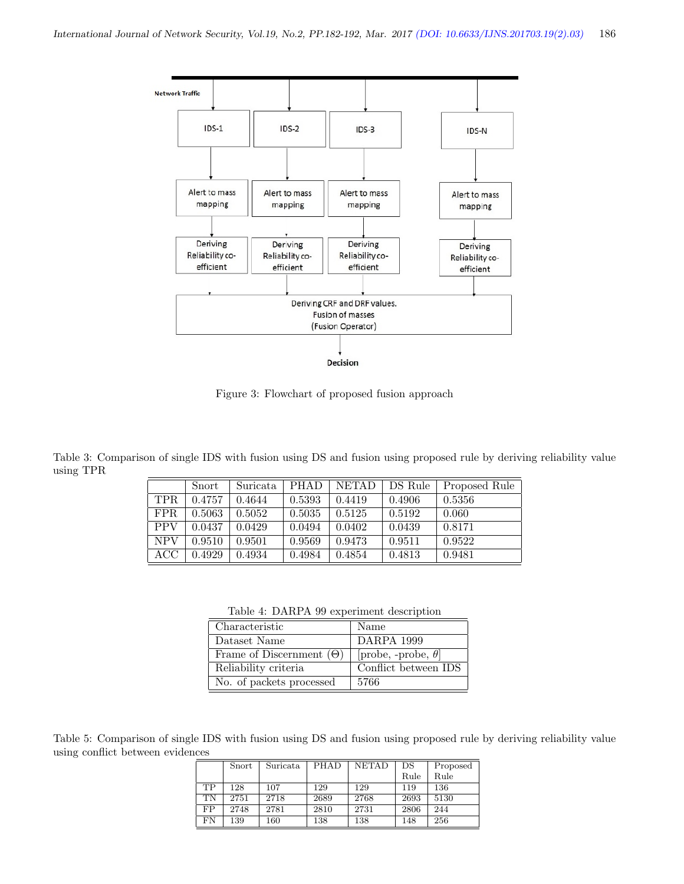Figure 3: Flowchart of proposed fusion approach

Table 3: Comparison of single IDS with fusion using DS and fusion using proposed rule by deriving reliability value using TPR

| | Snort | Suricata | PHAD | NETAD | DS Rule | Proposed Rule |
|---|---|---|---|---|---|---|
| TPR | 0.4757 | 0.4644 | 0.5393 | 0.4419 | 0.4906 | 0.5356 |
| FPR | 0.5063 | 0.5052 | 0.5035 | 0.5125 | 0.5192 | 0.060 |
| PPV | 0.0437 | 0.0429 | 0.0494 | 0.0402 | 0.0439 | 0.8171 |
| NPV | 0.9510 | 0.9501 | 0.9569 | 0.9473 | 0.9511 | 0.9522 |
| ACC | 0.4929 | 0.4934 | 0.4984 | 0.4854 | 0.4813 | 0.9481 |

Table 4: DARPA 99 experiment description

| Characteristic | Name |
|---|---|
| Dataset Name | DARPA 1999 |
| Frame of Discernment ($\Theta$) | [probe, -probe, $\theta$] |
| Reliability criteria | Conflict between IDS |
| No. of packets processed | 5766 |

Table 5: Comparison of single IDS with fusion using DS and fusion using proposed rule by deriving reliability value using conflict between evidences

| | Snort | Suricata | PHAD | NETAD | DS Rule | Proposed Rule |
|---|---|---|---|---|---|---|
| TP | 128 | 107 | 129 | 129 | 119 | 136 |
| TN | 2751 | 2718 | 2689 | 2768 | 2693 | 5130 |
| FP | 2748 | 2781 | 2810 | 2731 | 2806 | 244 |
| FN | 139 | 160 | 138 | 138 | 148 | 256 |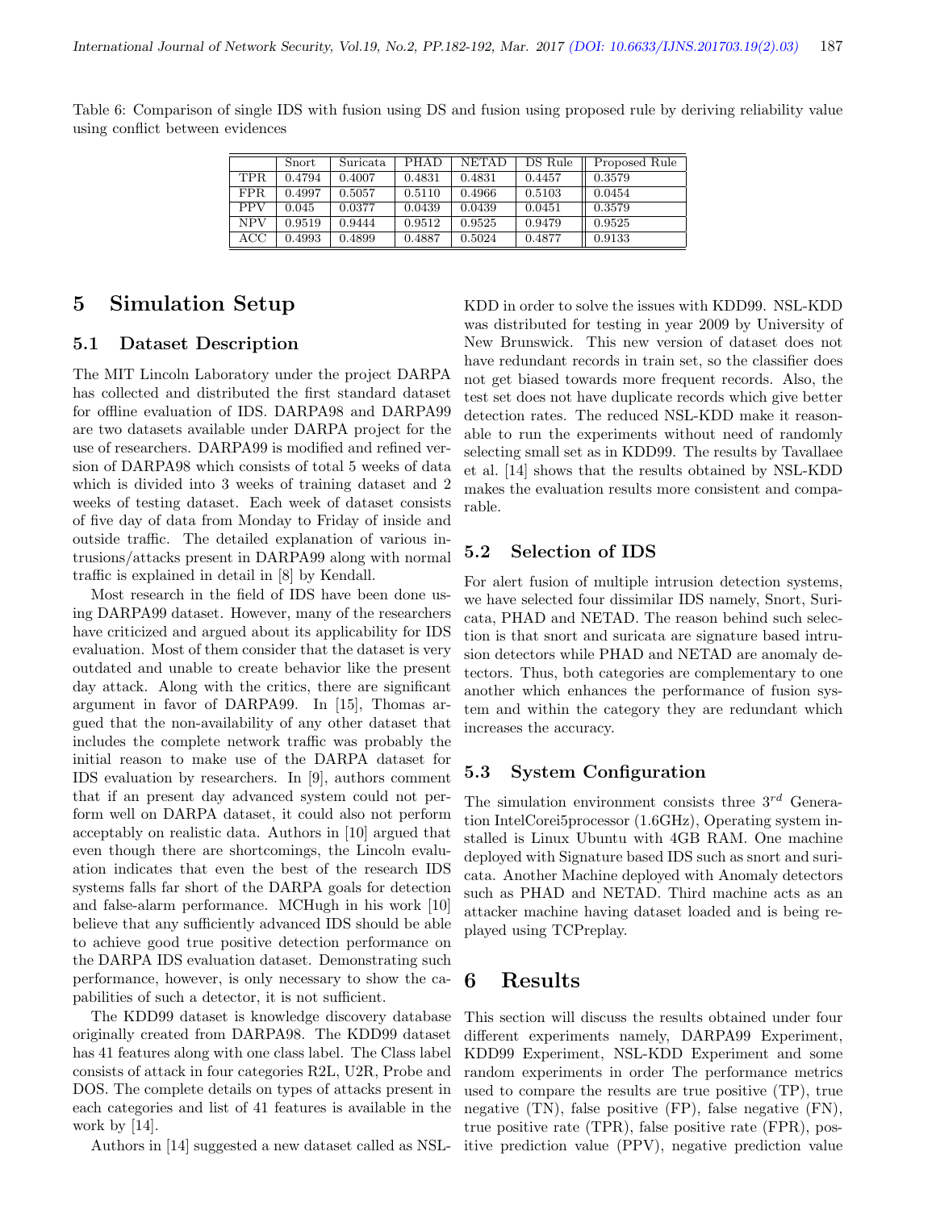Table 6: Comparison of single IDS with fusion using DS and fusion using proposed rule by deriving reliability value using conflict between evidences

| | Snort | Suricata | PHAD | NETAD | DS Rule | Proposed Rule |
|---|---|---|---|---|---|---|
| TPR | 0.4794 | 0.4007 | 0.4831 | 0.4831 | 0.4457 | 0.3579 |
| FPR | 0.4997 | 0.5057 | 0.5110 | 0.4966 | 0.5103 | 0.0454 |
| PPV | 0.045 | 0.0377 | 0.0439 | 0.0439 | 0.0451 | 0.3579 |
| NPV | 0.9519 | 0.9444 | 0.9512 | 0.9525 | 0.9479 | 0.9525 |
| ACC | 0.4993 | 0.4899 | 0.4887 | 0.5024 | 0.4877 | 0.9133 |

## 5 Simulation Setup

### 5.1 Dataset Description

The MIT Lincoln Laboratory under the project DARPA has collected and distributed the first standard dataset for offline evaluation of IDS. DARPA98 and DARPA99 are two datasets available under DARPA project for the use of researchers. DARPA99 is modified and refined version of DARPA98 which consists of total 5 weeks of data which is divided into 3 weeks of training dataset and 2 weeks of testing dataset. Each week of dataset consists of five day of data from Monday to Friday of inside and outside traffic. The detailed explanation of various intrusions/attacks present in DARPA99 along with normal traffic is explained in detail in [8] by Kendall.

Most research in the field of IDS have been done using DARPA99 dataset. However, many of the researchers have criticized and argued about its applicability for IDS evaluation. Most of them consider that the dataset is very outdated and unable to create behavior like the present day attack. Along with the critics, there are significant argument in favor of DARPA99. In [15], Thomas argued that the non-availability of any other dataset that includes the complete network traffic was probably the initial reason to make use of the DARPA dataset for IDS evaluation by researchers. In [9], authors comment that if an present day advanced system could not perform well on DARPA dataset, it could also not perform acceptably on realistic data. Authors in [10] argued that even though there are shortcomings, the Lincoln evaluation indicates that even the best of the research IDS systems falls far short of the DARPA goals for detection and false-alarm performance. MCHugh in his work [10] believe that any sufficiently advanced IDS should be able to achieve good true positive detection performance on the DARPA IDS evaluation dataset. Demonstrating such performance, however, is only necessary to show the capabilities of such a detector, it is not sufficient.

The KDD99 dataset is knowledge discovery database originally created from DARPA98. The KDD99 dataset has 41 features along with one class label. The Class label consists of attack in four categories R2L, U2R, Probe and DOS. The complete details on types of attacks present in each categories and list of 41 features is available in the work by [14].

Authors in [14] suggested a new dataset called as NSL-KDD in order to solve the issues with KDD99. NSL-KDD was distributed for testing in year 2009 by University of New Brunswick. This new version of dataset does not have redundant records in train set, so the classifier does not get biased towards more frequent records. Also, the test set does not have duplicate records which give better detection rates. The reduced NSL-KDD make it reasonable to run the experiments without need of randomly selecting small set as in KDD99. The results by Tavallaee et al. [14] shows that the results obtained by NSL-KDD makes the evaluation results more consistent and comparable.

### 5.2 Selection of IDS

For alert fusion of multiple intrusion detection systems, we have selected four dissimilar IDS namely, Snort, Suricata, PHAD and NETAD. The reason behind such selection is that snort and suricata are signature based intrusion detectors while PHAD and NETAD are anomaly detectors. Thus, both categories are complementary to one another which enhances the performance of fusion system and within the category they are redundant which increases the accuracy.

### 5.3 System Configuration

The simulation environment consists three $3^{rd}$ Generation IntelCorei5processor (1.6GHz), Operating system installed is Linux Ubuntu with 4GB RAM. One machine deployed with Signature based IDS such as snort and suricata. Another Machine deployed with Anomaly detectors such as PHAD and NETAD. Third machine acts as an attacker machine having dataset loaded and is being replayed using TCPreplay.

## 6 Results

This section will discuss the results obtained under four different experiments namely, DARPA99 Experiment, KDD99 Experiment, NSL-KDD Experiment and some random experiments in order The performance metrics used to compare the results are true positive (TP), true negative (TN), false positive (FP), false negative (FN), true positive rate (TPR), false positive rate (FPR), positive prediction value (PPV), negative prediction value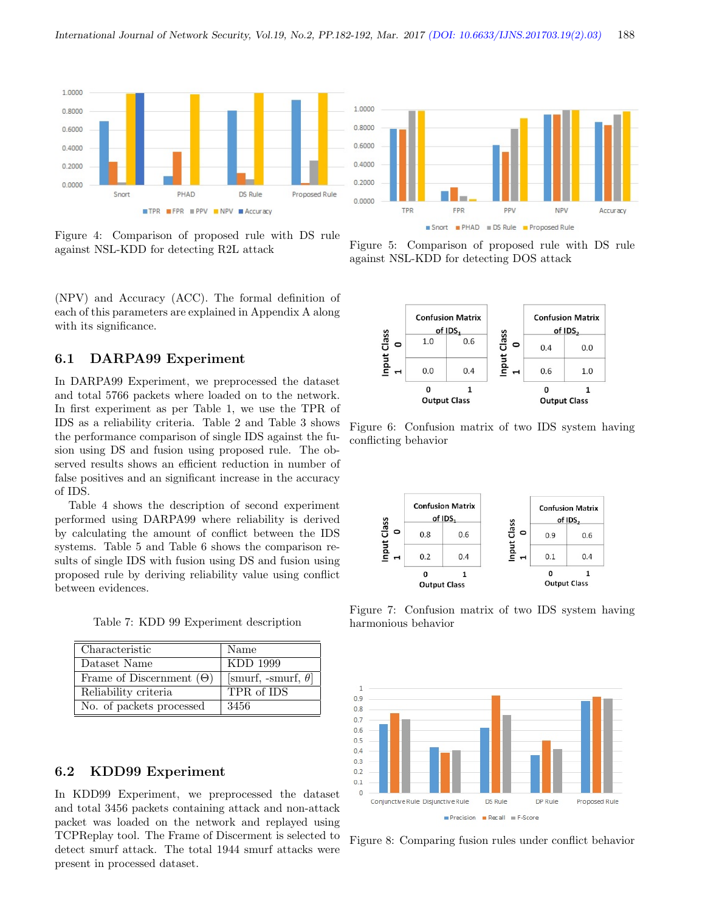Figure 4: Comparison of proposed rule with DS rule against NSL-KDD for detecting R2L attack

Figure 5: Comparison of proposed rule with DS rule against NSL-KDD for detecting DOS attack

(NPV) and Accuracy (ACC). The formal definition of each of this parameters are explained in Appendix A along with its significance.

## 6.1 DARPA99 Experiment

In DARPA99 Experiment, we preprocessed the dataset and total 5766 packets where loaded on to the network. In first experiment as per Table 1, we use the TPR of IDS as a reliability criteria. Table 2 and Table 3 shows the performance comparison of single IDS against the fusion using DS and fusion using proposed rule. The observed results shows an efficient reduction in number of false positives and an significant increase in the accuracy of IDS.

Table 4 shows the description of second experiment performed using DARPA99 where reliability is derived by calculating the amount of conflict between the IDS systems. Table 5 and Table 6 shows the comparison results of single IDS with fusion using DS and fusion using proposed rule by deriving reliability value using conflict between evidences.

Table 7: KDD 99 Experiment description

| Characteristic | Name |
|---|---|
| Dataset Name | KDD 1999 |
| Frame of Discernment ($\Theta$) | [smurf, -smurf, $\theta$] |
| Reliability criteria | TPR of IDS |
| No. of packets processed | 3456 |

## 6.2 KDD99 Experiment

In KDD99 Experiment, we preprocessed the dataset and total 3456 packets containing attack and non-attack packet was loaded on the network and replayed using TCPReplay tool. The Frame of Discernment is selected to detect smurf attack. The total 1944 smurf attacks were present in processed dataset.

| | Confusion Matrix of $IDS_1$ | |
|---|---|---|
| Input Class \ Output Class | 0 | 1 |
| 0 | 1.0 | 0.6 |
| 1 | 0.0 | 0.4 |

| | Confusion Matrix of $IDS_2$ | |
|---|---|---|
| Input Class \ Output Class | 0 | 1 |
| 0 | 0.4 | 0.0 |
| 1 | 0.6 | 1.0 |

Figure 6: Confusion matrix of two IDS system having conflicting behavior

| | Confusion Matrix of $IDS_1$ | |
|---|---|---|
| Input Class \ Output Class | 0 | 1 |
| 0 | 0.8 | 0.6 |
| 1 | 0.2 | 0.4 |

| | Confusion Matrix of $IDS_2$ | |
|---|---|---|
| Input Class \ Output Class | 0 | 1 |
| 0 | 0.9 | 0.6 |
| 1 | 0.1 | 0.4 |

Figure 7: Confusion matrix of two IDS system having harmonious behavior

Figure 8: Comparing fusion rules under conflict behavior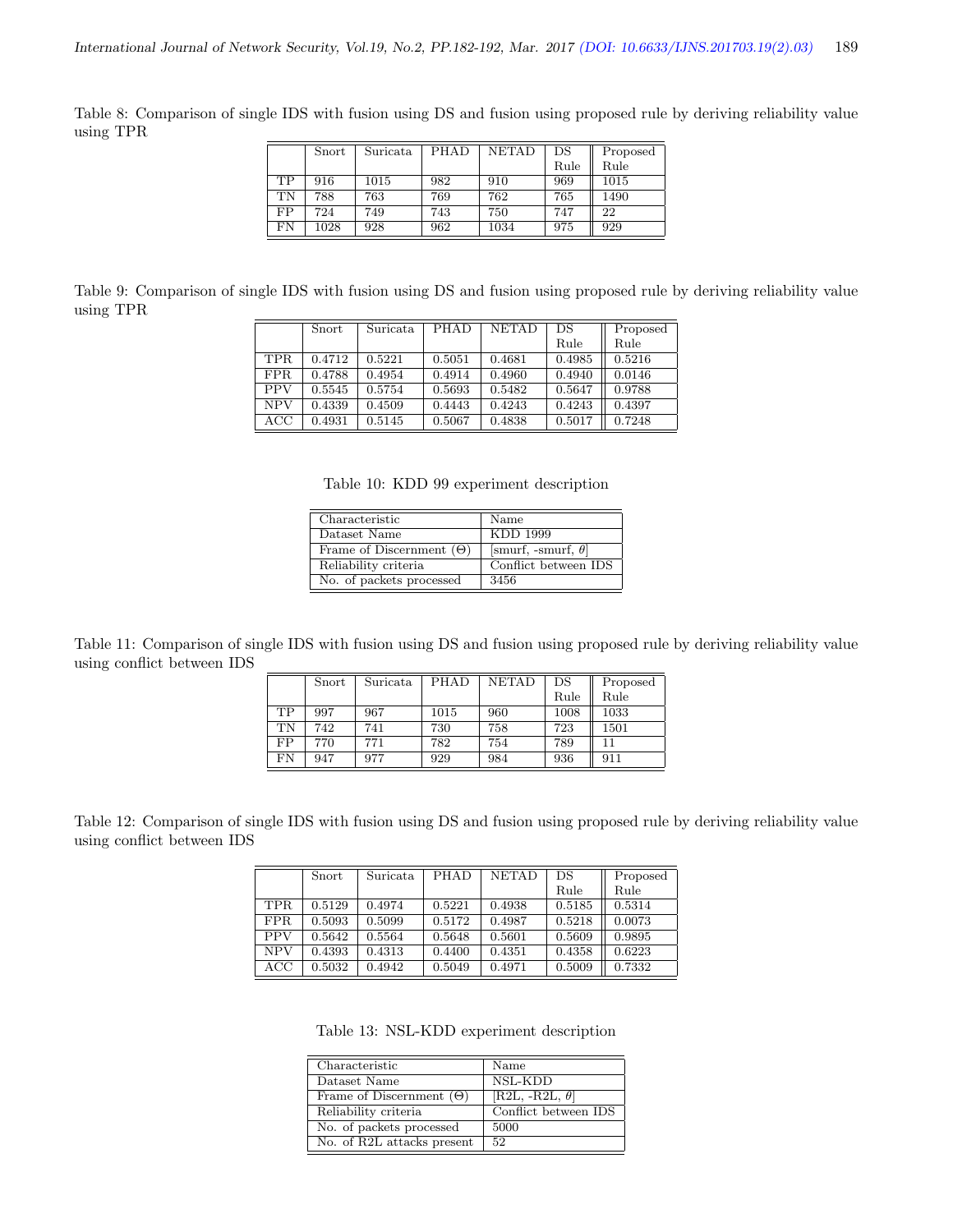Table 8: Comparison of single IDS with fusion using DS and fusion using proposed rule by deriving reliability value using TPR

| | Snort | Suricata | PHAD | NETAD | DS Rule | Proposed Rule |
|---|---|---|---|---|---|---|
| TP | 916 | 1015 | 982 | 910 | 969 | 1015 |
| TN | 788 | 763 | 769 | 762 | 765 | 1490 |
| FP | 724 | 749 | 743 | 750 | 747 | 22 |
| FN | 1028 | 928 | 962 | 1034 | 975 | 929 |

Table 9: Comparison of single IDS with fusion using DS and fusion using proposed rule by deriving reliability value using TPR

| | Snort | Suricata | PHAD | NETAD | DS Rule | Proposed Rule |
|---|---|---|---|---|---|---|
| TPR | 0.4712 | 0.5221 | 0.5051 | 0.4681 | 0.4985 | 0.5216 |
| FPR | 0.4788 | 0.4954 | 0.4914 | 0.4960 | 0.4940 | 0.0146 |
| PPV | 0.5545 | 0.5754 | 0.5693 | 0.5482 | 0.5647 | 0.9788 |
| NPV | 0.4339 | 0.4509 | 0.4443 | 0.4243 | 0.4243 | 0.4397 |
| ACC | 0.4931 | 0.5145 | 0.5067 | 0.4838 | 0.5017 | 0.7248 |

Table 10: KDD 99 experiment description

| Characteristic | Name |
|---|---|
| Dataset Name | KDD 1999 |
| Frame of Discernment ($\Theta$) | [smurf, -smurf, $\theta$] |
| Reliability criteria | Conflict between IDS |
| No. of packets processed | 3456 |

Table 11: Comparison of single IDS with fusion using DS and fusion using proposed rule by deriving reliability value using conflict between IDS

| | Snort | Suricata | PHAD | NETAD | DS Rule | Proposed Rule |
|---|---|---|---|---|---|---|
| TP | 997 | 967 | 1015 | 960 | 1008 | 1033 |
| TN | 742 | 741 | 730 | 758 | 723 | 1501 |
| FP | 770 | 771 | 782 | 754 | 789 | 11 |
| FN | 947 | 977 | 929 | 984 | 936 | 911 |

Table 12: Comparison of single IDS with fusion using DS and fusion using proposed rule by deriving reliability value using conflict between IDS

| | Snort | Suricata | PHAD | NETAD | DS Rule | Proposed Rule |
|---|---|---|---|---|---|---|
| TPR | 0.5129 | 0.4974 | 0.5221 | 0.4938 | 0.5185 | 0.5314 |
| FPR | 0.5093 | 0.5099 | 0.5172 | 0.4987 | 0.5218 | 0.0073 |
| PPV | 0.5642 | 0.5564 | 0.5648 | 0.5601 | 0.5609 | 0.9895 |
| NPV | 0.4393 | 0.4313 | 0.4400 | 0.4351 | 0.4358 | 0.6223 |
| ACC | 0.5032 | 0.4942 | 0.5049 | 0.4971 | 0.5009 | 0.7332 |

Table 13: NSL-KDD experiment description

| Characteristic | Name |
|---|---|
| Dataset Name | NSL-KDD |
| Frame of Discernment ($\Theta$) | [R2L, -R2L, $\theta$] |
| Reliability criteria | Conflict between IDS |
| No. of packets processed | 5000 |
| No. of R2L attacks present | 52 |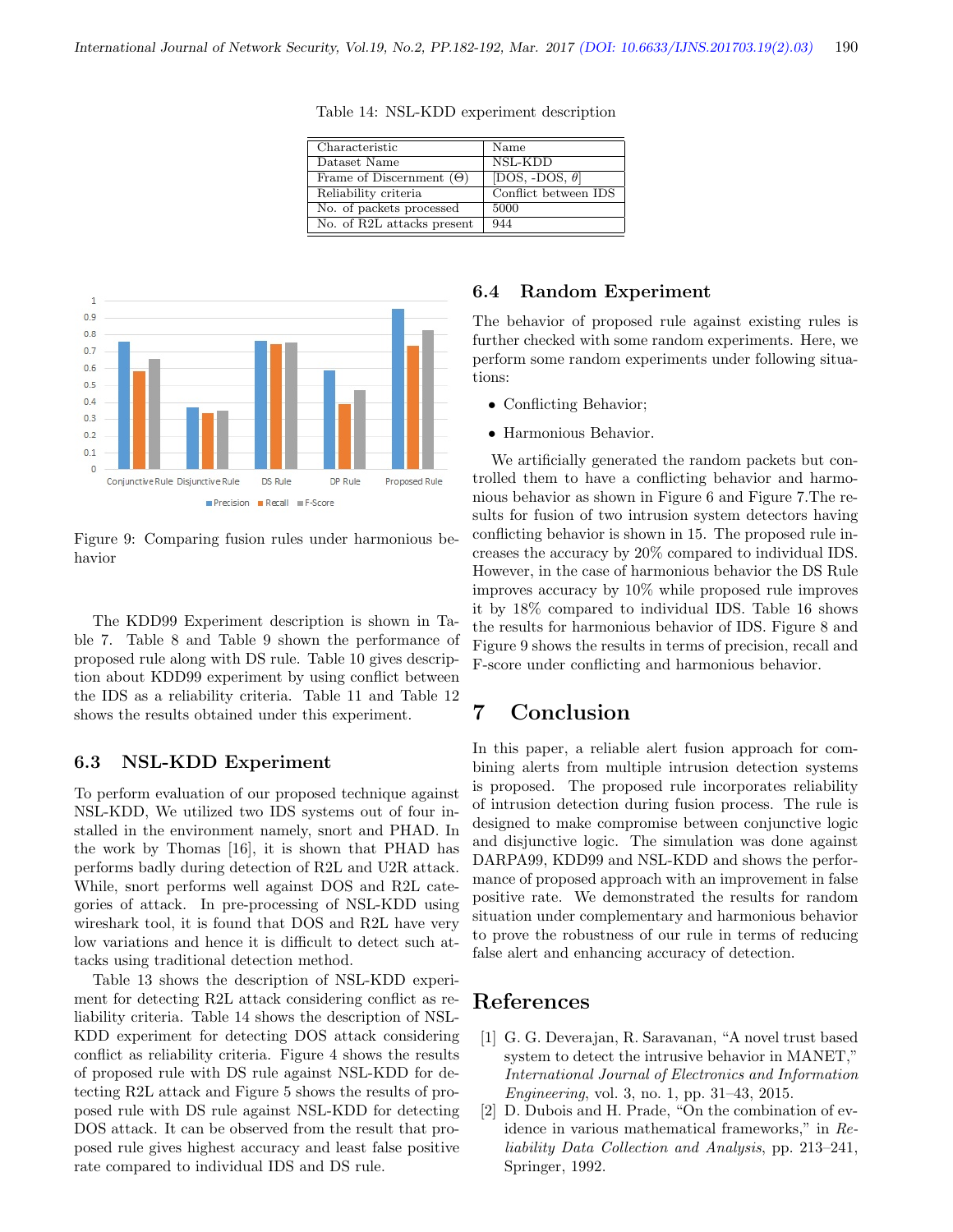Table 14: NSL-KDD experiment description

| Characteristic | Name |
|---|---|
| Dataset Name | NSL-KDD |
| Frame of Discernment (Θ) | [DOS, -DOS, $\theta$] |
| Reliability criteria | Conflict between IDS |
| No. of packets processed | 5000 |
| No. of R2L attacks present | 944 |

Figure 9: Comparing fusion rules under harmonious behavior

The KDD99 Experiment description is shown in Table 7. Table 8 and Table 9 shown the performance of proposed rule along with DS rule. Table 10 gives description about KDD99 experiment by using conflict between the IDS as a reliability criteria. Table 11 and Table 12 shows the results obtained under this experiment.

### 6.3 NSL-KDD Experiment

To perform evaluation of our proposed technique against NSL-KDD, We utilized two IDS systems out of four installed in the environment namely, snort and PHAD. In the work by Thomas [16], it is shown that PHAD has performs badly during detection of R2L and U2R attack. While, snort performs well against DOS and R2L categories of attack. In pre-processing of NSL-KDD using wireshark tool, it is found that DOS and R2L have very low variations and hence it is difficult to detect such attacks using traditional detection method.

Table 13 shows the description of NSL-KDD experiment for detecting R2L attack considering conflict as reliability criteria. Table 14 shows the description of NSL-KDD experiment for detecting DOS attack considering conflict as reliability criteria. Figure 4 shows the results of proposed rule with DS rule against NSL-KDD for detecting R2L attack and Figure 5 shows the results of proposed rule with DS rule against NSL-KDD for detecting DOS attack. It can be observed from the result that proposed rule gives highest accuracy and least false positive rate compared to individual IDS and DS rule.

### 6.4 Random Experiment

The behavior of proposed rule against existing rules is further checked with some random experiments. Here, we perform some random experiments under following situations:

- Conflicting Behavior;
- Harmonious Behavior.

We artificially generated the random packets but controlled them to have a conflicting behavior and harmonious behavior as shown in Figure 6 and Figure 7.The results for fusion of two intrusion system detectors having conflicting behavior is shown in 15. The proposed rule increases the accuracy by 20% compared to individual IDS. However, in the case of harmonious behavior the DS Rule improves accuracy by 10% while proposed rule improves it by 18% compared to individual IDS. Table 16 shows the results for harmonious behavior of IDS. Figure 8 and Figure 9 shows the results in terms of precision, recall and F-score under conflicting and harmonious behavior.

## 7 Conclusion

In this paper, a reliable alert fusion approach for combining alerts from multiple intrusion detection systems is proposed. The proposed rule incorporates reliability of intrusion detection during fusion process. The rule is designed to make compromise between conjunctive logic and disjunctive logic. The simulation was done against DARPA99, KDD99 and NSL-KDD and shows the performance of proposed approach with an improvement in false positive rate. We demonstrated the results for random situation under complementary and harmonious behavior to prove the robustness of our rule in terms of reducing false alert and enhancing accuracy of detection.

## References

[1] G. G. Deverajan, R. Saravanan, "A novel trust based system to detect the intrusive behavior in MANET," *International Journal of Electronics and Information Engineering*, vol. 3, no. 1, pp. 31–43, 2015.

[2] D. Dubois and H. Prade, "On the combination of evidence in various mathematical frameworks," in *Reliability Data Collection and Analysis*, pp. 213–241, Springer, 1992.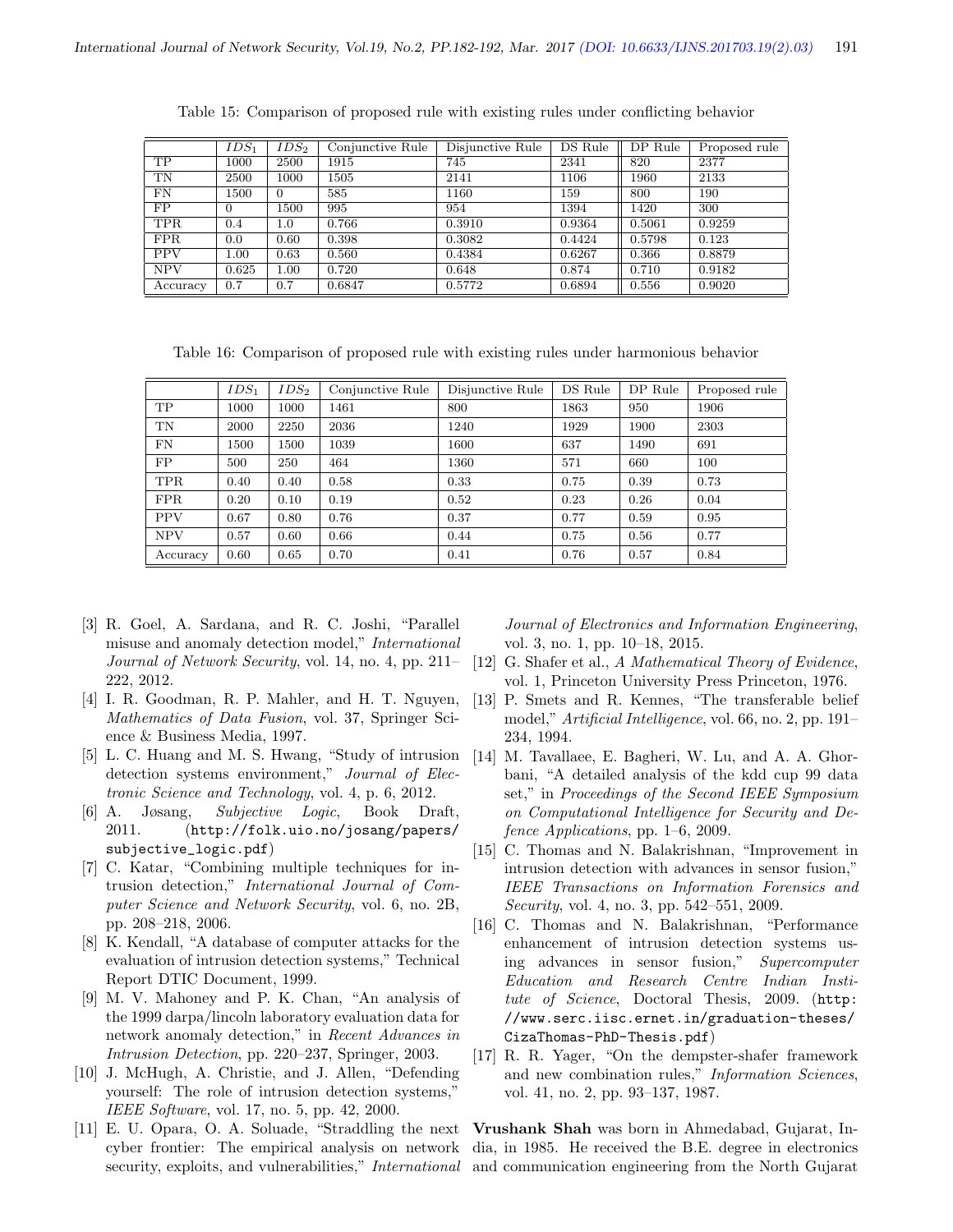Table 15: Comparison of proposed rule with existing rules under conflicting behavior

| | $IDS_1$ | $IDS_2$ | Conjunctive Rule | Disjunctive Rule | DS Rule | DP Rule | Proposed rule |
|---|---|---|---|---|---|---|---|
| TP | 1000 | 2500 | 1915 | 745 | 2341 | 820 | 2377 |
| TN | 2500 | 1000 | 1505 | 2141 | 1106 | 1960 | 2133 |
| FN | 1500 | 0 | 585 | 1160 | 159 | 800 | 190 |
| FP | 0 | 1500 | 995 | 954 | 1394 | 1420 | 300 |
| TPR | 0.4 | 1.0 | 0.766 | 0.3910 | 0.9364 | 0.5061 | 0.9259 |
| FPR | 0.0 | 0.60 | 0.398 | 0.3082 | 0.4424 | 0.5798 | 0.123 |
| PPV | 1.00 | 0.63 | 0.560 | 0.4384 | 0.6267 | 0.366 | 0.8879 |
| NPV | 0.625 | 1.00 | 0.720 | 0.648 | 0.874 | 0.710 | 0.9182 |
| Accuracy | 0.7 | 0.7 | 0.6847 | 0.5772 | 0.6894 | 0.556 | 0.9020 |

Table 16: Comparison of proposed rule with existing rules under harmonious behavior

| | $IDS_1$ | $IDS_2$ | Conjunctive Rule | Disjunctive Rule | DS Rule | DP Rule | Proposed rule |
|---|---|---|---|---|---|---|---|
| TP | 1000 | 1000 | 1461 | 800 | 1863 | 950 | 1906 |
| TN | 2000 | 2250 | 2036 | 1240 | 1929 | 1900 | 2303 |
| FN | 1500 | 1500 | 1039 | 1600 | 637 | 1490 | 691 |
| FP | 500 | 250 | 464 | 1360 | 571 | 660 | 100 |
| TPR | 0.40 | 0.40 | 0.58 | 0.33 | 0.75 | 0.39 | 0.73 |
| FPR | 0.20 | 0.10 | 0.19 | 0.52 | 0.23 | 0.26 | 0.04 |
| PPV | 0.67 | 0.80 | 0.76 | 0.37 | 0.77 | 0.59 | 0.95 |
| NPV | 0.57 | 0.60 | 0.66 | 0.44 | 0.75 | 0.56 | 0.77 |
| Accuracy | 0.60 | 0.65 | 0.70 | 0.41 | 0.76 | 0.57 | 0.84 |

[3] R. Goel, A. Sardana, and R. C. Joshi, "Parallel misuse and anomaly detection model," *International Journal of Network Security*, vol. 14, no. 4, pp. 211–222, 2012.

[4] I. R. Goodman, R. P. Mahler, and H. T. Nguyen, *Mathematics of Data Fusion*, vol. 37, Springer Science & Business Media, 1997.

[5] L. C. Huang and M. S. Hwang, "Study of intrusion detection systems environment," *Journal of Electronic Science and Technology*, vol. 4, p. 6, 2012.

[6] A. Jøsang, *Subjective Logic*, Book Draft, 2011. (http://folk.uio.no/josang/papers/subjective_logic.pdf)

[7] C. Katar, "Combining multiple techniques for intrusion detection," *International Journal of Computer Science and Network Security*, vol. 6, no. 2B, pp. 208–218, 2006.

[8] K. Kendall, "A database of computer attacks for the evaluation of intrusion detection systems," Technical Report DTIC Document, 1999.

[9] M. V. Mahoney and P. K. Chan, "An analysis of the 1999 darpa/lincoln laboratory evaluation data for network anomaly detection," in *Recent Advances in Intrusion Detection*, pp. 220–237, Springer, 2003.

[10] J. McHugh, A. Christie, and J. Allen, "Defending yourself: The role of intrusion detection systems," *IEEE Software*, vol. 17, no. 5, pp. 42, 2000.

[11] E. U. Opara, O. A. Soluade, "Straddling the next cyber frontier: The empirical analysis on network security, exploits, and vulnerabilities," *International Journal of Electronics and Information Engineering*, vol. 3, no. 1, pp. 10–18, 2015.

[12] G. Shafer et al., *A Mathematical Theory of Evidence*, vol. 1, Princeton University Press Princeton, 1976.

[13] P. Smets and R. Kennes, "The transferable belief model," *Artificial Intelligence*, vol. 66, no. 2, pp. 191–234, 1994.

[14] M. Tavallaee, E. Bagheri, W. Lu, and A. A. Ghorbani, "A detailed analysis of the kdd cup 99 data set," in *Proceedings of the Second IEEE Symposium on Computational Intelligence for Security and Defence Applications*, pp. 1–6, 2009.

[15] C. Thomas and N. Balakrishnan, "Improvement in intrusion detection with advances in sensor fusion," *IEEE Transactions on Information Forensics and Security*, vol. 4, no. 3, pp. 542–551, 2009.

[16] C. Thomas and N. Balakrishnan, "Performance enhancement of intrusion detection systems using advances in sensor fusion," *Supercomputer Education and Research Centre Indian Institute of Science*, Doctoral Thesis, 2009. (http://www.serc.iisc.ernet.in/graduation-theses/CizaThomas-PhD-Thesis.pdf)

[17] R. R. Yager, "On the dempster-shafer framework and new combination rules," *Information Sciences*, vol. 41, no. 2, pp. 93–137, 1987.

**Vrushank Shah** was born in Ahmedabad, Gujarat, India, in 1985. He received the B.E. degree in electronics and communication engineering from the North Gujarat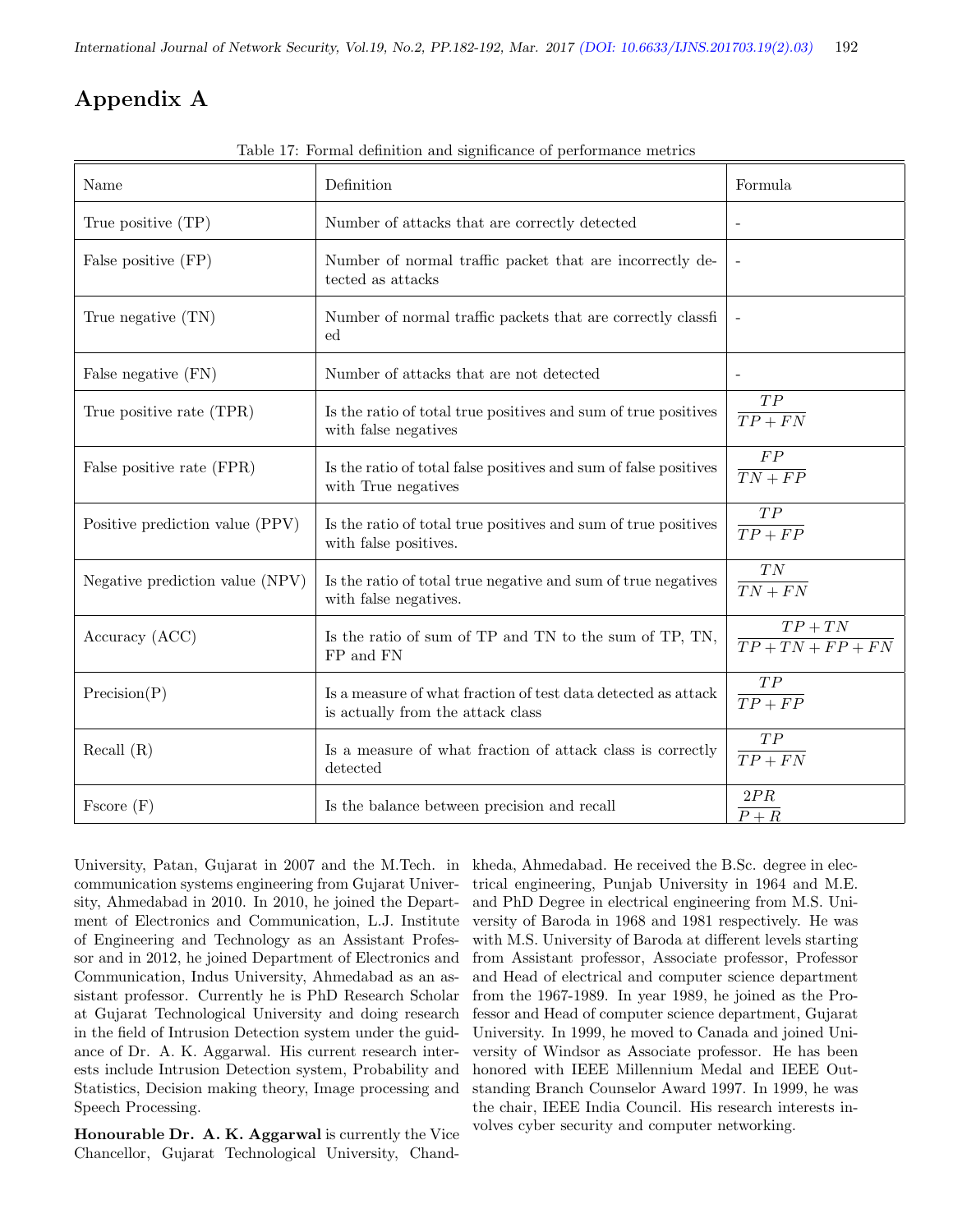# Appendix A

Table 17: Formal definition and significance of performance metrics

| Name | Definition | Formula |
|---|---|---|
| True positive (TP) | Number of attacks that are correctly detected | - |
| False positive (FP) | Number of normal traffic packet that are incorrectly detected as attacks | - |
| True negative (TN) | Number of normal traffic packets that are correctly classfi ed | - |
| False negative (FN) | Number of attacks that are not detected | - |
| True positive rate (TPR) | Is the ratio of total true positives and sum of true positives with false negatives | $\frac{TP}{TP+FN}$ |
| False positive rate (FPR) | Is the ratio of total false positives and sum of false positives with True negatives | $\frac{FP}{TN+FP}$ |
| Positive prediction value (PPV) | Is the ratio of total true positives and sum of true positives with false positives. | $\frac{TP}{TP+FP}$ |
| Negative prediction value (NPV) | Is the ratio of total true negative and sum of true negatives with false negatives. | $\frac{TN}{TN+FN}$ |
| Accuracy (ACC) | Is the ratio of sum of TP and TN to the sum of TP, TN, FP and FN | $\frac{TP+TN}{TP+TN+FP+FN}$ |
| Precision(P) | Is a measure of what fraction of test data detected as attack is actually from the attack class | $\frac{TP}{TP+FP}$ |
| Recall (R) | Is a measure of what fraction of attack class is correctly detected | $\frac{TP}{TP+FN}$ |
| Fscore (F) | Is the balance between precision and recall | $\frac{2PR}{P+R}$ |

University, Patan, Gujarat in 2007 and the M.Tech. in communication systems engineering from Gujarat University, Ahmedabad in 2010. In 2010, he joined the Department of Electronics and Communication, L.J. Institute of Engineering and Technology as an Assistant Professor and in 2012, he joined Department of Electronics and Communication, Indus University, Ahmedabad as an assistant professor. Currently he is PhD Research Scholar at Gujarat Technological University and doing research in the field of Intrusion Detection system under the guidance of Dr. A. K. Aggarwal. His current research interests include Intrusion Detection system, Probability and Statistics, Decision making theory, Image processing and Speech Processing.

**Honourable Dr. A. K. Aggarwal** is currently the Vice Chancellor, Gujarat Technological University, Chandkheda, Ahmedabad. He received the B.Sc. degree in electrical engineering, Punjab University in 1964 and M.E. and PhD Degree in electrical engineering from M.S. University of Baroda in 1968 and 1981 respectively. He was with M.S. University of Baroda at different levels starting from Assistant professor, Associate professor, Professor and Head of electrical and computer science department from the 1967-1989. In year 1989, he joined as the Professor and Head of computer science department, Gujarat University. In 1999, he moved to Canada and joined University of Windsor as Associate professor. He has been honored with IEEE Millennium Medal and IEEE Outstanding Branch Counselor Award 1997. In 1999, he was the chair, IEEE India Council. His research interests involves cyber security and computer networking.